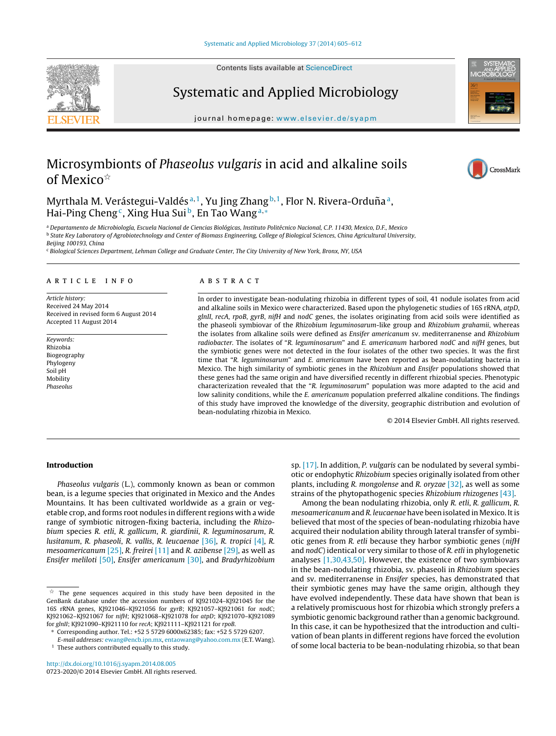# Microsymbionts of *Phaseolus vulgaris* in acid and alkaline soils of Mexico☆

Myrthala M. Verástegui-Valdés[a,1], Yu Jing Zhang[b,1], Flor N. Rivera-Orduña[a], Hai-Ping Cheng[c], Xing Hua Sui[b], En Tao Wang[a,*]

[a] Departamento de Microbiología, Escuela Nacional de Ciencias Biológicas, Instituto Politécnico Nacional, C.P. 11430, Mexico, D.F., Mexico
[b] State Key Laboratory of Agrobiotechnology and Center of Biomass Engineering, College of Biological Sciences, China Agricultural University, Beijing 100193, China
[c] Biological Sciences Department, Lehman College and Graduate Center, The City University of New York, Bronx, NY, USA

## ARTICLE INFO

*Article history:*
Received 24 May 2014
Received in revised form 6 August 2014
Accepted 11 August 2014

*Keywords:*
Rhizobia
Biogeography
Phylogeny
Soil pH
Mobility
*Phaseolus*

## ABSTRACT

In order to investigate bean-nodulating rhizobia in different types of soil, 41 nodule isolates from acid and alkaline soils in Mexico were characterized. Based upon the phylogenetic studies of 16S rRNA, *atpD*, *glnII*, *recA*, *rpoB*, *gyrB*, *nifH* and *nodC* genes, the isolates originating from acid soils were identified as the phaseoli symbiovar of the *Rhizobium leguminosarum*-like group and *Rhizobium grahamii*, whereas the isolates from alkaline soils were defined as *Ensifer americanum* sv. mediterranense and *Rhizobium radiobacter*. The isolates of "*R. leguminosarum*" and *E. americanum* harbored *nodC* and *nifH* genes, but the symbiotic genes were not detected in the four isolates of the other two species. It was the first time that "*R. leguminosarum*" and *E. americanum* have been reported as bean-nodulating bacteria in Mexico. The high similarity of symbiotic genes in the *Rhizobium* and *Ensifer* populations showed that these genes had the same origin and have diversified recently in different rhizobial species. Phenotypic characterization revealed that the "*R. leguminosarum*" population was more adapted to the acid and low salinity conditions, while the *E. americanum* population preferred alkaline conditions. The findings of this study have improved the knowledge of the diversity, geographic distribution and evolution of bean-nodulating rhizobia in Mexico.

© 2014 Elsevier GmbH. All rights reserved.

## Introduction

*Phaseolus vulgaris* (L.), commonly known as bean or common bean, is a legume species that originated in Mexico and the Andes Mountains. It has been cultivated worldwide as a grain or vegetable crop, and forms root nodules in different regions with a wide range of symbiotic nitrogen-fixing bacteria, including the *Rhizobium* species *R. etli*, *R. gallicum*, *R. giardinii*, *R. leguminosarum*, *R. lusitanum*, *R. phaseoli*, *R. leucaenae* [36], *R. tropici* [4], *R. mesoamericanum* [25], *R. freirei* [11] and *R. azibense* [29], as well as *Ensifer meliloti* [50], *Ensifer americanum* [30], and *Bradyrhizobium* sp. [17]. In addition, *P. vulgaris* can be nodulated by several symbiotic or endophytic *Rhizobium* species originally isolated from other plants, including *R. mongolense* and *R. oryzae* [32], as well as some strains of the phytopathogenic species *Rhizobium rhizogenes* [43].

Among the bean nodulating rhizobia, only *R. etli*, *R. gallicum*, *R. mesoamericanum* and *R. leucaenae* have been isolated in Mexico. It is believed that most of the species of bean-nodulating rhizobia have acquired their nodulation ability through lateral transfer of symbiotic genes from *R. etli* because they harbor symbiotic genes (*nifH* and *nodC*) identical or very similar to those of *R. etli* in phylogenetic analyses [1,30,43,50]. However, the existence of two symbiovars in the bean-nodulating rhizobia, sv. phaseoli in *Rhizobium* species and sv. mediterranense in *Ensifer* species, has demonstrated that their symbiotic genes may have the same origin, although they have evolved independently. These data have shown that bean is a relatively promiscuous host for rhizobia which strongly prefers a symbiotic genomic background rather than a genomic background. In this case, it can be hypothesized that the introduction and cultivation of bean plants in different regions have forced the evolution of some local bacteria to be bean-nodulating rhizobia, so that bean

☆ The gene sequences acquired in this study have been deposited in the GenBank database under the accession numbers of KJ921024–KJ921045 for the 16S rRNA genes, KJ921046–KJ921056 for *gyrB*; KJ921057–KJ921061 for *nodC*; KJ921062–KJ921067 for *nifH*; KJ921068–KJ921078 for *atpD*; KJ921070–KJ921089 for *glnII*; KJ921090–KJ921110 for *recA*; KJ921111–KJ921121 for *rpoB*.

\* Corresponding author. Tel.: +52 5 5729 6000x62385; fax: +52 5 5729 6207.
*E-mail addresses:* ewang@encb.ipn.mx, entaowang@yahoo.com.mx (E.T. Wang).

[1] These authors contributed equally to this study.

http://dx.doi.org/10.1016/j.syapm.2014.08.005
0723-2020/© 2014 Elsevier GmbH. All rights reserved.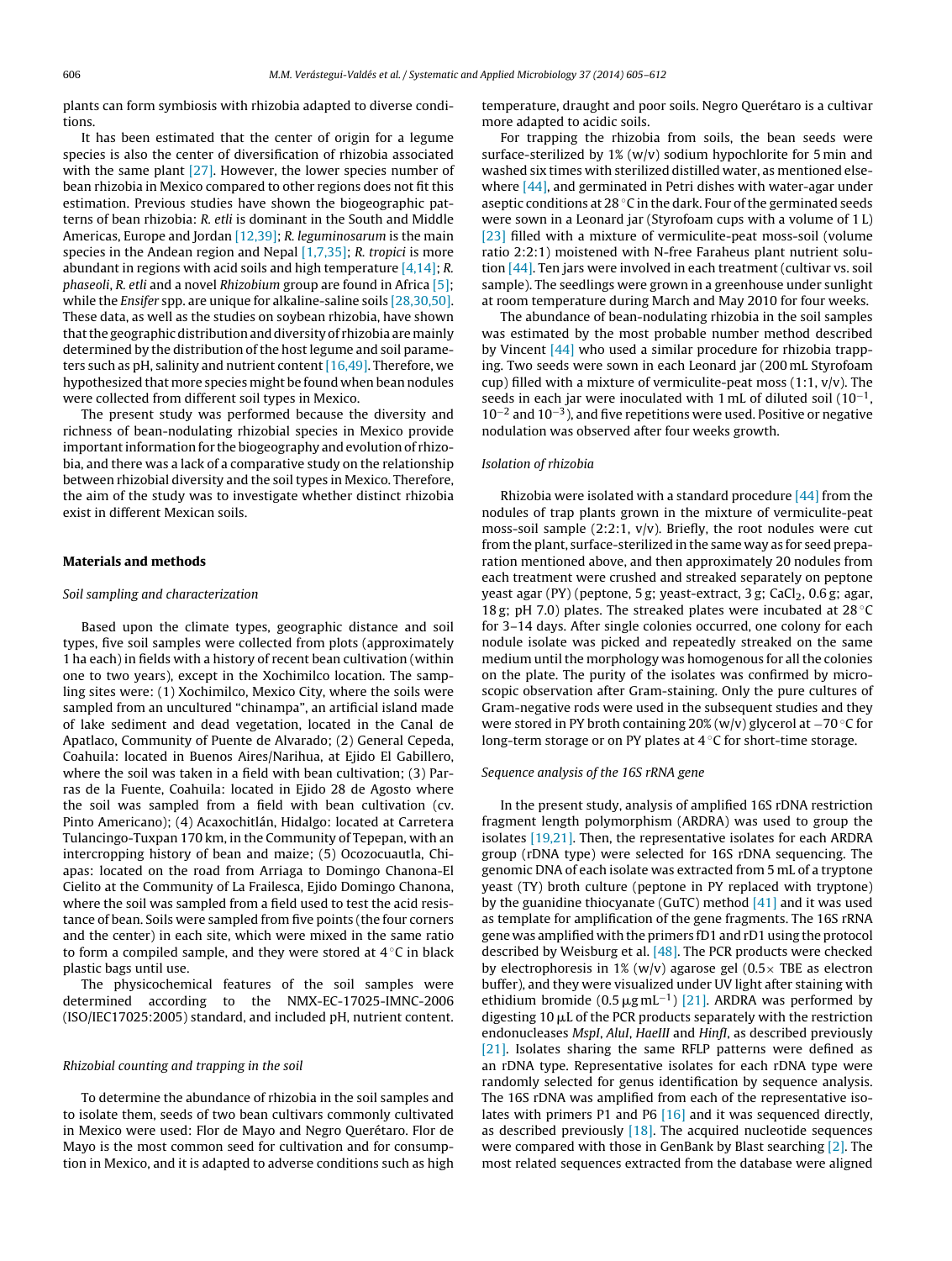plants can form symbiosis with rhizobia adapted to diverse conditions.

It has been estimated that the center of origin for a legume species is also the center of diversification of rhizobia associated with the same plant [27]. However, the lower species number of bean rhizobia in Mexico compared to other regions does not fit this estimation. Previous studies have shown the biogeographic patterns of bean rhizobia: *R. etli* is dominant in the South and Middle Americas, Europe and Jordan [12,39]; *R. leguminosarum* is the main species in the Andean region and Nepal [1,7,35]; *R. tropici* is more abundant in regions with acid soils and high temperature [4,14]; *R. phaseoli*, *R. etli* and a novel *Rhizobium* group are found in Africa [5]; while the *Ensifer* spp. are unique for alkaline-saline soils [28,30,50]. These data, as well as the studies on soybean rhizobia, have shown that the geographic distribution and diversity of rhizobia are mainly determined by the distribution of the host legume and soil parameters such as pH, salinity and nutrient content [16,49]. Therefore, we hypothesized that more species might be found when bean nodules were collected from different soil types in Mexico.

The present study was performed because the diversity and richness of bean-nodulating rhizobial species in Mexico provide important information for the biogeography and evolution of rhizobia, and there was a lack of a comparative study on the relationship between rhizobial diversity and the soil types in Mexico. Therefore, the aim of the study was to investigate whether distinct rhizobia exist in different Mexican soils.

## Materials and methods

### Soil sampling and characterization

Based upon the climate types, geographic distance and soil types, five soil samples were collected from plots (approximately 1 ha each) in fields with a history of recent bean cultivation (within one to two years), except in the Xochimilco location. The sampling sites were: (1) Xochimilco, Mexico City, where the soils were sampled from an uncultured "chinampa", an artificial island made of lake sediment and dead vegetation, located in the Canal de Apatlaco, Community of Puente de Alvarado; (2) General Cepeda, Coahuila: located in Buenos Aires/Narihua, at Ejido El Gabillero, where the soil was taken in a field with bean cultivation; (3) Parras de la Fuente, Coahuila: located in Ejido 28 de Agosto where the soil was sampled from a field with bean cultivation (cv. Pinto Americano); (4) Acaxochitlán, Hidalgo: located at Carretera Tulancingo-Tuxpan 170 km, in the Community of Tepepan, with an intercropping history of bean and maize; (5) Ocozocuautla, Chiapas: located on the road from Arriaga to Domingo Chanona-El Cielito at the Community of La Frailesca, Ejido Domingo Chanona, where the soil was sampled from a field used to test the acid resistance of bean. Soils were sampled from five points (the four corners and the center) in each site, which were mixed in the same ratio to form a compiled sample, and they were stored at 4 °C in black plastic bags until use.

The physicochemical features of the soil samples were determined according to the NMX-EC-17025-IMNC-2006 (ISO/IEC17025:2005) standard, and included pH, nutrient content.

### Rhizobial counting and trapping in the soil

To determine the abundance of rhizobia in the soil samples and to isolate them, seeds of two bean cultivars commonly cultivated in Mexico were used: Flor de Mayo and Negro Querétaro. Flor de Mayo is the most common seed for cultivation and for consumption in Mexico, and it is adapted to adverse conditions such as high temperature, draught and poor soils. Negro Querétaro is a cultivar more adapted to acidic soils.

For trapping the rhizobia from soils, the bean seeds were surface-sterilized by 1% (w/v) sodium hypochlorite for 5 min and washed six times with sterilized distilled water, as mentioned elsewhere [44], and germinated in Petri dishes with water-agar under aseptic conditions at 28 °C in the dark. Four of the germinated seeds were sown in a Leonard jar (Styrofoam cups with a volume of 1 L) [23] filled with a mixture of vermiculite-peat moss-soil (volume ratio 2:2:1) moistened with N-free Faraheus plant nutrient solution [44]. Ten jars were involved in each treatment (cultivar vs. soil sample). The seedlings were grown in a greenhouse under sunlight at room temperature during March and May 2010 for four weeks.

The abundance of bean-nodulating rhizobia in the soil samples was estimated by the most probable number method described by Vincent [44] who used a similar procedure for rhizobia trapping. Two seeds were sown in each Leonard jar (200 mL Styrofoam cup) filled with a mixture of vermiculite-peat moss (1:1, v/v). The seeds in each jar were inoculated with 1 mL of diluted soil ($10^{-1}$, $10^{-2}$ and $10^{-3}$), and five repetitions were used. Positive or negative nodulation was observed after four weeks growth.

### Isolation of rhizobia

Rhizobia were isolated with a standard procedure [44] from the nodules of trap plants grown in the mixture of vermiculite-peat moss-soil sample (2:2:1, v/v). Briefly, the root nodules were cut from the plant, surface-sterilized in the same way as for seed preparation mentioned above, and then approximately 20 nodules from each treatment were crushed and streaked separately on peptone yeast agar (PY) (peptone, 5 g; yeast-extract, 3 g; $CaCl_2$, 0.6 g; agar, 18 g; pH 7.0) plates. The streaked plates were incubated at 28 °C for 3–14 days. After single colonies occurred, one colony for each nodule isolate was picked and repeatedly streaked on the same medium until the morphology was homogenous for all the colonies on the plate. The purity of the isolates was confirmed by microscopic observation after Gram-staining. Only the pure cultures of Gram-negative rods were used in the subsequent studies and they were stored in PY broth containing 20% (w/v) glycerol at −70 °C for long-term storage or on PY plates at 4 °C for short-time storage.

### Sequence analysis of the 16S rRNA gene

In the present study, analysis of amplified 16S rDNA restriction fragment length polymorphism (ARDRA) was used to group the isolates [19,21]. Then, the representative isolates for each ARDRA group (rDNA type) were selected for 16S rDNA sequencing. The genomic DNA of each isolate was extracted from 5 mL of a tryptone yeast (TY) broth culture (peptone in PY replaced with tryptone) by the guanidine thiocyanate (GuTC) method [41] and it was used as template for amplification of the gene fragments. The 16S rRNA gene was amplified with the primers fD1 and rD1 using the protocol described by Weisburg et al. [48]. The PCR products were checked by electrophoresis in 1% (w/v) agarose gel (0.5× TBE as electron buffer), and they were visualized under UV light after staining with ethidium bromide (0.5 μg $mL^{-1}$) [21]. ARDRA was performed by digesting 10 μL of the PCR products separately with the restriction endonucleases *MspI*, *AluI*, *HaeIII* and *HinfI*, as described previously [21]. Isolates sharing the same RFLP patterns were defined as an rDNA type. Representative isolates for each rDNA type were randomly selected for genus identification by sequence analysis. The 16S rDNA was amplified from each of the representative isolates with primers P1 and P6 [16] and it was sequenced directly, as described previously [18]. The acquired nucleotide sequences were compared with those in GenBank by Blast searching [2]. The most related sequences extracted from the database were aligned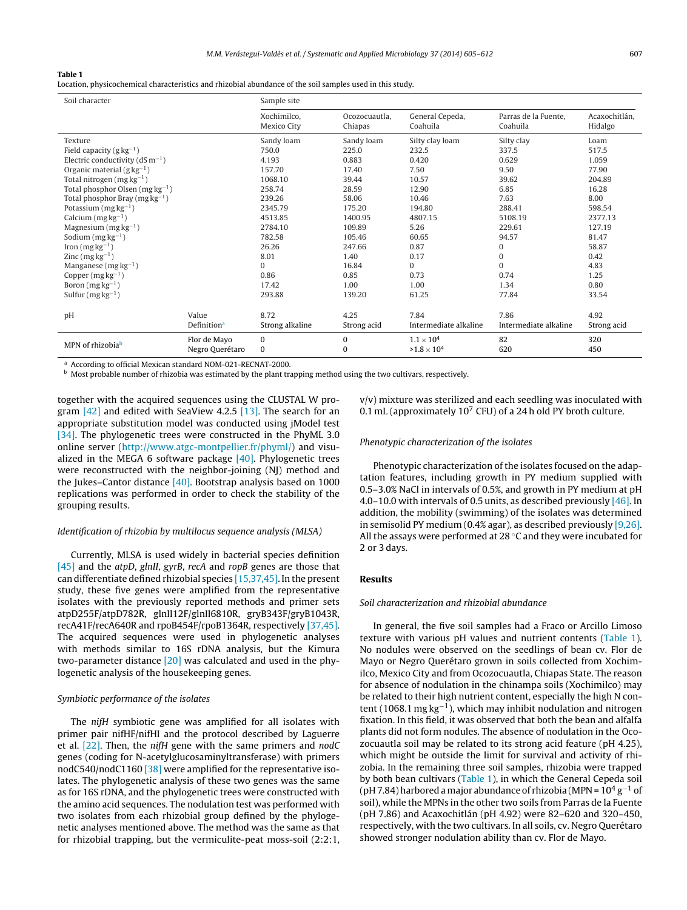**Table 1**
Location, physicochemical characteristics and rhizobial abundance of the soil samples used in this study.

| Soil character | | Sample site | | | | |
|---|---|---|---|---|---|---|
| | | Xochimilco, Mexico City | Ocozocuautla, Chiapas | General Cepeda, Coahuila | Parras de la Fuente, Coahuila | Acaxochitlán, Hidalgo |
| Texture | | Sandy loam | Sandy loam | Silty clay loam | Silty clay | Loam |
| Field capacity ($g\,kg^{-1}$) | | 750.0 | 225.0 | 232.5 | 337.5 | 517.5 |
| Electric conductivity ($dS\,m^{-1}$) | | 4.193 | 0.883 | 0.420 | 0.629 | 1.059 |
| Organic material ($g\,kg^{-1}$) | | 157.70 | 17.40 | 7.50 | 9.50 | 77.90 |
| Total nitrogen ($mg\,kg^{-1}$) | | 1068.10 | 39.44 | 10.57 | 39.62 | 204.89 |
| Total phosphor Olsen ($mg\,kg^{-1}$) | | 258.74 | 28.59 | 12.90 | 6.85 | 16.28 |
| Total phosphor Bray ($mg\,kg^{-1}$) | | 239.26 | 58.06 | 10.46 | 7.63 | 8.00 |
| Potassium ($mg\,kg^{-1}$) | | 2345.79 | 175.20 | 194.80 | 288.41 | 598.54 |
| Calcium ($mg\,kg^{-1}$) | | 4513.85 | 1400.95 | 4807.15 | 5108.19 | 2377.13 |
| Magnesium ($mg\,kg^{-1}$) | | 2784.10 | 109.89 | 5.26 | 229.61 | 127.19 |
| Sodium ($mg\,kg^{-1}$) | | 782.58 | 105.46 | 60.65 | 94.57 | 81.47 |
| Iron ($mg\,kg^{-1}$) | | 26.26 | 247.66 | 0.87 | 0 | 58.87 |
| Zinc ($mg\,kg^{-1}$) | | 8.01 | 1.40 | 0.17 | 0 | 0.42 |
| Manganese ($mg\,kg^{-1}$) | | 0 | 16.84 | 0 | 0 | 4.83 |
| Copper ($mg\,kg^{-1}$) | | 0.86 | 0.85 | 0.73 | 0.74 | 1.25 |
| Boron ($mg\,kg^{-1}$) | | 17.42 | 1.00 | 1.00 | 1.34 | 0.80 |
| Sulfur ($mg\,kg^{-1}$) | | 293.88 | 139.20 | 61.25 | 77.84 | 33.54 |
| pH | Value | 8.72 | 4.25 | 7.84 | 7.86 | 4.92 |
| | Definition[a] | Strong alkaline | Strong acid | Intermediate alkaline | Intermediate alkaline | Strong acid |
| MPN of rhizobia[b] | Flor de Mayo | 0 | 0 | $1.1 \times 10^4$ | 82 | 320 |
| | Negro Querétaro | 0 | 0 | $>1.8 \times 10^4$ | 620 | 450 |

[a] According to official Mexican standard NOM-021-RECNAT-2000.
[b] Most probable number of rhizobia was estimated by the plant trapping method using the two cultivars, respectively.

together with the acquired sequences using the CLUSTAL W program [42] and edited with SeaView 4.2.5 [13]. The search for an appropriate substitution model was conducted using jModel test [34]. The phylogenetic trees were constructed in the PhyML 3.0 online server (http://www.atgc-montpellier.fr/phyml/) and visualized in the MEGA 6 software package [40]. Phylogenetic trees were reconstructed with the neighbor-joining (NJ) method and the Jukes–Cantor distance [40]. Bootstrap analysis based on 1000 replications was performed in order to check the stability of the grouping results.

### *Identification of rhizobia by multilocus sequence analysis (MLSA)*

Currently, MLSA is used widely in bacterial species definition [45] and the *atpD*, *glnII*, *gyrB*, *recA* and *ropB* genes are those that can differentiate defined rhizobial species [15,37,45]. In the present study, these five genes were amplified from the representative isolates with the previously reported methods and primer sets atpD255F/atpD782R, glnII12F/glnII6810R, gryB343F/gryB1043R, recA41F/recA640R and rpoB454F/rpoB1364R, respectively [37,45]. The acquired sequences were used in phylogenetic analyses with methods similar to 16S rDNA analysis, but the Kimura two-parameter distance [20] was calculated and used in the phylogenetic analysis of the housekeeping genes.

### *Symbiotic performance of the isolates*

The *nifH* symbiotic gene was amplified for all isolates with primer pair nifHF/nifHI and the protocol described by Laguerre et al. [22]. Then, the *nifH* gene with the same primers and *nodC* genes (coding for N-acetylglucosaminyltransferase) with primers nodC540/nodC1160 [38] were amplified for the representative isolates. The phylogenetic analysis of these two genes was the same as for 16S rDNA, and the phylogenetic trees were constructed with the amino acid sequences. The nodulation test was performed with two isolates from each rhizobial group defined by the phylogenetic analyses mentioned above. The method was the same as that for rhizobial trapping, but the vermiculite-peat moss-soil (2:2:1, v/v) mixture was sterilized and each seedling was inoculated with 0.1 mL (approximately $10^7$ CFU) of a 24 h old PY broth culture.

### *Phenotypic characterization of the isolates*

Phenotypic characterization of the isolates focused on the adaptation features, including growth in PY medium supplied with 0.5–3.0% NaCl in intervals of 0.5%, and growth in PY medium at pH 4.0–10.0 with intervals of 0.5 units, as described previously [46]. In addition, the mobility (swimming) of the isolates was determined in semisolid PY medium (0.4% agar), as described previously [9,26]. All the assays were performed at 28 °C and they were incubated for 2 or 3 days.

## Results

### *Soil characterization and rhizobial abundance*

In general, the five soil samples had a Fraco or Arcillo Limoso texture with various pH values and nutrient contents (Table 1). No nodules were observed on the seedlings of bean cv. Flor de Mayo or Negro Querétaro grown in soils collected from Xochimilco, Mexico City and from Ocozocuautla, Chiapas State. The reason for absence of nodulation in the chinampa soils (Xochimilco) may be related to their high nutrient content, especially the high N content (1068.1 $mg\,kg^{-1}$), which may inhibit nodulation and nitrogen fixation. In this field, it was observed that both the bean and alfalfa plants did not form nodules. The absence of nodulation in the Ocozocuautla soil may be related to its strong acid feature (pH 4.25), which might be outside the limit for survival and activity of rhizobia. In the remaining three soil samples, rhizobia were trapped by both bean cultivars (Table 1), in which the General Cepeda soil (pH 7.84) harbored a major abundance of rhizobia (MPN = $10^4\,g^{-1}$ of soil), while the MPNs in the other two soils from Parras de la Fuente (pH 7.86) and Acaxochitlán (pH 4.92) were 82–620 and 320–450, respectively, with the two cultivars. In all soils, cv. Negro Querétaro showed stronger nodulation ability than cv. Flor de Mayo.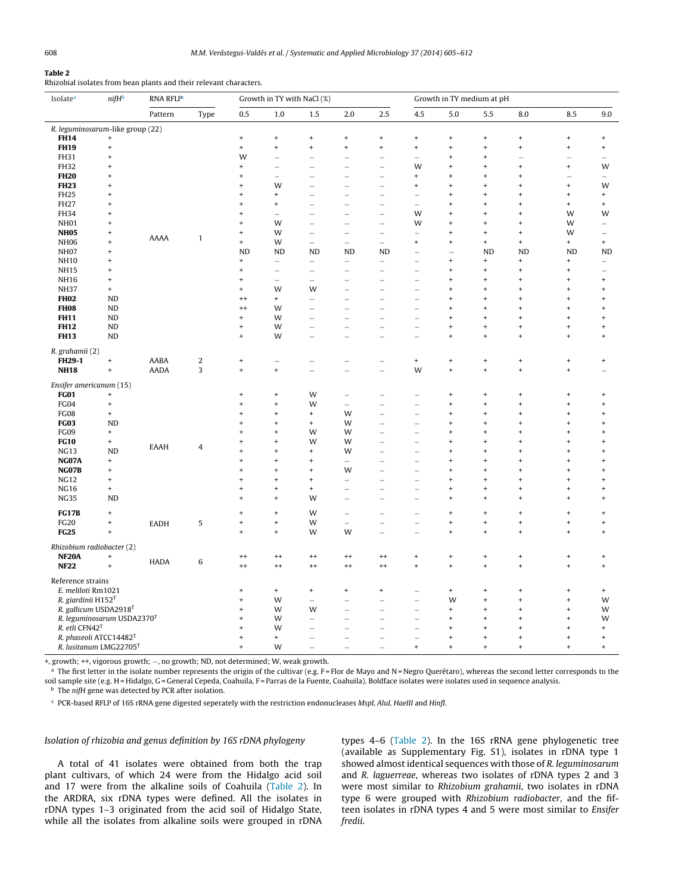**Table 2**
Rhizobial isolates from bean plants and their relevant characters.

| Isolate[a] | *nifH*[b] | RNA RFLP[c] | | Growth in TY with NaCl (%) | | | | | Growth in TY medium at pH | | | | | |
|---|---|---|---|---|---|---|---|---|---|---|---|---|---|---|
| | | Pattern | Type | 0.5 | 1.0 | 1.5 | 2.0 | 2.5 | 4.5 | 5.0 | 5.5 | 8.0 | 8.5 | 9.0 |
| *R. leguminosarum*-like group (22) | | | | | | | | | | | | | | |
| **FH14** | + | AAAA | 1 | + | + | + | + | + | + | + | + | + | + | + |
| **FH19** | + | | | + | + | + | + | + | + | + | + | + | + | + |
| FH31 | + | | | W | – | – | – | – | – | + | + | – | – | – |
| FH32 | + | | | + | – | – | – | – | W | + | + | + | + | W |
| **FH20** | + | | | + | – | – | – | – | + | + | + | + | – | – |
| **FH23** | + | | | + | W | – | – | – | + | + | + | + | + | W |
| FH25 | + | | | + | + | – | – | – | – | + | + | + | + | + |
| FH27 | + | | | + | + | – | – | – | – | + | + | + | + | + |
| FH34 | + | | | + | – | – | – | – | W | + | + | + | W | W |
| NH01 | + | | | + | W | – | – | – | W | + | + | + | W | – |
| **NH05** | + | | | + | W | – | – | – | – | + | + | + | W | – |
| NH06 | + | | | + | W | – | – | – | + | + | + | + | + | + |
| NH07 | + | | | ND | ND | ND | ND | ND | – | – | ND | ND | ND | ND |
| NH10 | + | | | + | – | – | – | – | – | + | + | + | + | – |
| NH15 | + | | | + | – | – | – | – | – | + | + | + | + | – |
| NH16 | + | | | + | – | – | – | – | – | + | + | + | + | + |
| NH37 | + | | | + | W | W | – | – | – | + | + | + | + | + |
| **FH02** | ND | | | ++ | + | – | – | – | – | + | + | + | + | + |
| **FH08** | ND | | | ++ | W | – | – | – | – | + | + | + | + | + |
| **FH11** | ND | | | + | W | – | – | – | – | + | + | + | + | + |
| **FH12** | ND | | | + | W | – | – | – | – | + | + | + | + | + |
| **FH13** | ND | | | + | W | – | – | – | – | + | + | + | + | + |
| *R. grahamii* (2) | | | | | | | | | | | | | | |
| **FH29-1** | + | AABA | 2 | + | – | – | – | – | + | + | + | + | + | + |
| **NH18** | + | AADA | 3 | + | + | – | – | – | W | + | + | + | + | – |
| *Ensifer americanum* (15) | | | | | | | | | | | | | | |
| **FG01** | + | EAAH | 4 | + | + | W | – | – | – | + | + | + | + | + |
| FG04 | + | | | + | + | W | – | – | – | + | + | + | + | + |
| FG08 | + | | | + | + | + | W | – | – | + | + | + | + | + |
| **FG03** | ND | | | + | + | + | W | – | – | + | + | + | + | + |
| FG09 | + | | | + | + | W | W | – | – | + | + | + | + | + |
| **FG10** | + | | | + | + | W | W | – | – | + | + | + | + | + |
| NG13 | ND | | | + | + | + | W | – | – | + | + | + | + | + |
| **NG07A** | + | | | + | + | + | – | – | – | + | + | + | + | + |
| **NG07B** | + | | | + | + | + | W | – | – | + | + | + | + | + |
| NG12 | + | | | + | + | + | – | – | – | + | + | + | + | + |
| NG16 | + | | | + | + | + | – | – | – | + | + | + | + | + |
| NG35 | ND | | | + | + | W | – | – | – | + | + | + | + | + |
| **FG17B** | + | EADH | 5 | + | + | W | – | – | – | + | + | + | + | + |
| FG20 | + | | | + | + | W | – | – | – | + | + | + | + | + |
| **FG25** | + | | | + | + | W | W | – | – | + | + | + | + | + |
| *Rhizobium radiobacter* (2) | | | | | | | | | | | | | | |
| **NF20A** | + | HADA | 6 | ++ | ++ | ++ | ++ | ++ | + | + | + | + | + | + |
| **NF22** | + | | | ++ | ++ | ++ | ++ | ++ | + | + | + | + | + | + |
| Reference strains | | | | | | | | | | | | | | |
| *E. meliloti* Rm1021 | | | | + | + | + | + | + | – | + | + | + | + | + |
| *R. giardinii* H152$^T$ | | | | + | W | – | – | – | – | W | + | + | + | W |
| *R. gallicum* USDA2918$^T$ | | | | + | W | W | – | – | – | + | + | + | + | W |
| *R. leguminosarum* USDA2370$^T$ | | | | + | W | – | – | – | – | + | + | + | + | W |
| *R. etli* CFN42$^T$ | | | | + | W | – | – | – | – | + | + | + | + | + |
| *R. phaseoli* ATCC14482$^T$ | | | | + | + | – | – | – | – | + | + | + | + | + |
| *R. lusitanum* LMG22705$^T$ | | | | + | W | – | – | – | + | + | + | + | + | + |

+, growth; ++, vigorous growth; −, no growth; ND, not determined; W, weak growth.

[a] The first letter in the isolate number represents the origin of the cultivar (e.g. F = Flor de Mayo and N = Negro Querétaro), whereas the second letter corresponds to the soil sample site (e.g. H = Hidalgo, G = General Cepeda, Coahuila, F = Parras de la Fuente, Coahuila). Boldface isolates were isolates used in sequence analysis.

[b] The *nifH* gene was detected by PCR after isolation.

[c] PCR-based RFLP of 16S rRNA gene digested seperately with the restriction endonucleases *MspI*, *AluI*, *HaeIII* and *HinfI*.

### *Isolation of rhizobia and genus definition by 16S rDNA phylogeny*

A total of 41 isolates were obtained from both the trap plant cultivars, of which 24 were from the Hidalgo acid soil and 17 were from the alkaline soils of Coahuila (Table 2). In the ARDRA, six rDNA types were defined. All the isolates in rDNA types 1–3 originated from the acid soil of Hidalgo State, while all the isolates from alkaline soils were grouped in rDNA types 4–6 (Table 2). In the 16S rRNA gene phylogenetic tree (available as Supplementary Fig. S1), isolates in rDNA type 1 showed almost identical sequences with those of *R. leguminosarum* and *R. laguerreae*, whereas two isolates of rDNA types 2 and 3 were most similar to *Rhizobium grahamii*, two isolates in rDNA type 6 were grouped with *Rhizobium radiobacter*, and the fifteen isolates in rDNA types 4 and 5 were most similar to *Ensifer fredii*.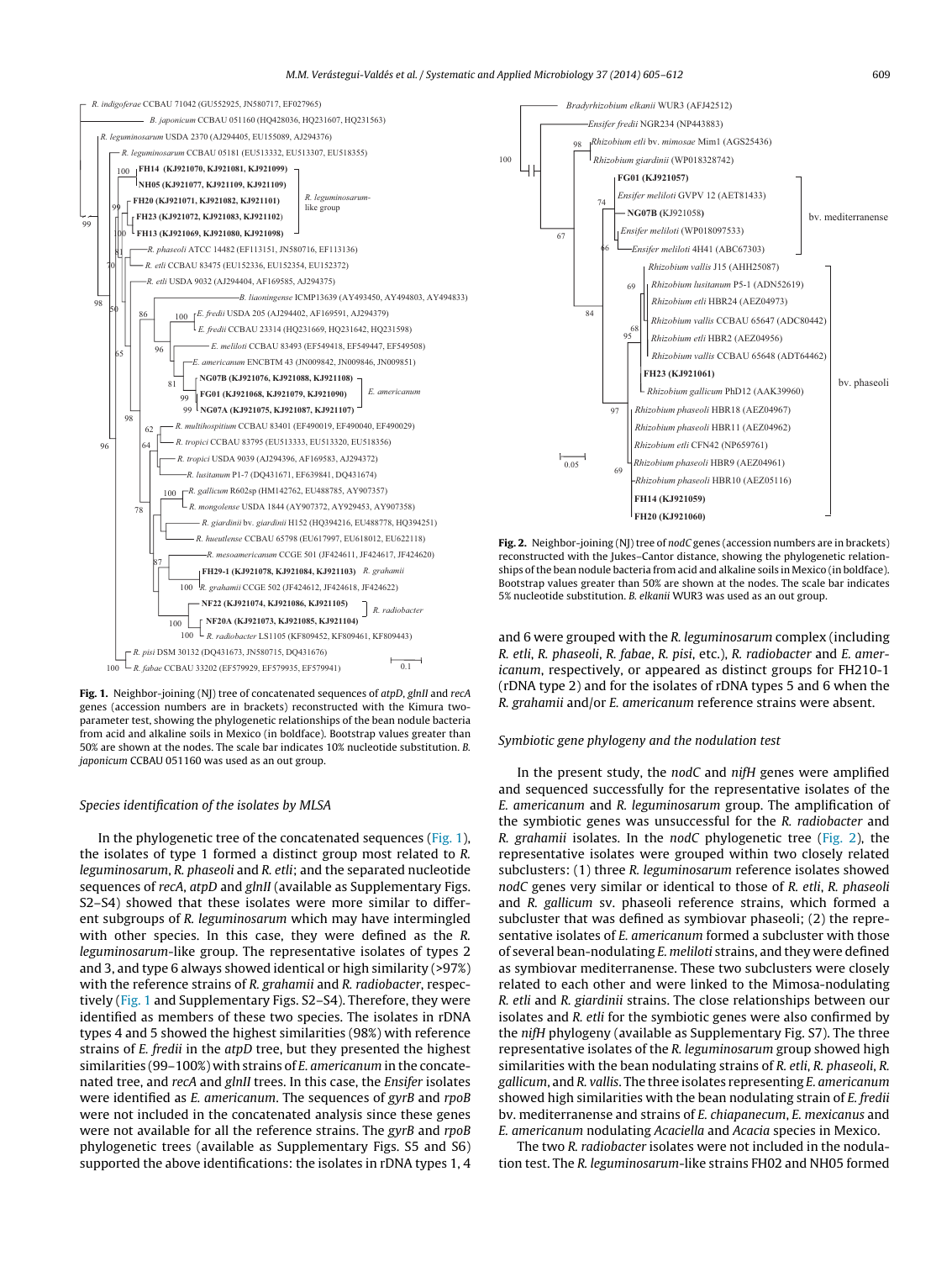**Fig. 1.** Neighbor-joining (NJ) tree of concatenated sequences of *atpD*, *glnII* and *recA* genes (accession numbers are in brackets) reconstructed with the Kimura two-parameter test, showing the phylogenetic relationships of the bean nodule bacteria from acid and alkaline soils in Mexico (in boldface). Bootstrap values greater than 50% are shown at the nodes. The scale bar indicates 10% nucleotide substitution. *B. japonicum* CCBAU 051160 was used as an out group.

### Species identification of the isolates by MLSA

In the phylogenetic tree of the concatenated sequences (Fig. 1), the isolates of type 1 formed a distinct group most related to *R. leguminosarum*, *R. phaseoli* and *R. etli*; and the separated nucleotide sequences of *recA*, *atpD* and *glnII* (available as Supplementary Figs. S2–S4) showed that these isolates were more similar to different subgroups of *R. leguminosarum* which may have intermingled with other species. In this case, they were defined as the *R. leguminosarum*-like group. The representative isolates of types 2 and 3, and type 6 always showed identical or high similarity (>97%) with the reference strains of *R. grahamii* and *R. radiobacter*, respectively (Fig. 1 and Supplementary Figs. S2–S4). Therefore, they were identified as members of these two species. The isolates in rDNA types 4 and 5 showed the highest similarities (98%) with reference strains of *E. fredii* in the *atpD* tree, but they presented the highest similarities (99–100%) with strains of *E. americanum* in the concatenated tree, and *recA* and *glnII* trees. In this case, the *Ensifer* isolates were identified as *E. americanum*. The sequences of *gyrB* and *rpoB* were not included in the concatenated analysis since these genes were not available for all the reference strains. The *gyrB* and *rpoB* phylogenetic trees (available as Supplementary Figs. S5 and S6) supported the above identifications: the isolates in rDNA types 1, 4 and 6 were grouped with the *R. leguminosarum* complex (including *R. etli*, *R. phaseoli*, *R. fabae*, *R. pisi*, etc.), *R. radiobacter* and *E. americanum*, respectively, or appeared as distinct groups for FH210-1 (rDNA type 2) and for the isolates of rDNA types 5 and 6 when the *R. grahamii* and/or *E. americanum* reference strains were absent.

**Fig. 2.** Neighbor-joining (NJ) tree of *nodC* genes (accession numbers are in brackets) reconstructed with the Jukes–Cantor distance, showing the phylogenetic relationships of the bean nodule bacteria from acid and alkaline soils in Mexico (in boldface). Bootstrap values greater than 50% are shown at the nodes. The scale bar indicates 5% nucleotide substitution. *B. elkanii* WUR3 was used as an out group.

### Symbiotic gene phylogeny and the nodulation test

In the present study, the *nodC* and *nifH* genes were amplified and sequenced successfully for the representative isolates of the *E. americanum* and *R. leguminosarum* group. The amplification of the symbiotic genes was unsuccessful for the *R. radiobacter* and *R. grahamii* isolates. In the *nodC* phylogenetic tree (Fig. 2), the representative isolates were grouped within two closely related subclusters: (1) three *R. leguminosarum* reference isolates showed *nodC* genes very similar or identical to those of *R. etli*, *R. phaseoli* and *R. gallicum* sv. phaseoli reference strains, which formed a subcluster that was defined as symbiovar phaseoli; (2) the representative isolates of *E. americanum* formed a subcluster with those of several bean-nodulating *E. meliloti* strains, and they were defined as symbiovar mediterranense. These two subclusters were closely related to each other and were linked to the Mimosa-nodulating *R. etli* and *R. giardinii* strains. The close relationships between our isolates and *R. etli* for the symbiotic genes were also confirmed by the *nifH* phylogeny (available as Supplementary Fig. S7). The three representative isolates of the *R. leguminosarum* group showed high similarities with the bean nodulating strains of *R. etli*, *R. phaseoli*, *R. gallicum*, and *R. vallis*. The three isolates representing *E. americanum* showed high similarities with the bean nodulating strain of *E. fredii* bv. mediterranense and strains of *E. chiapanecum*, *E. mexicanus* and *E. americanum* nodulating *Acaciella* and *Acacia* species in Mexico.

The two *R. radiobacter* isolates were not included in the nodulation test. The *R. leguminosarum*-like strains FH02 and NH05 formed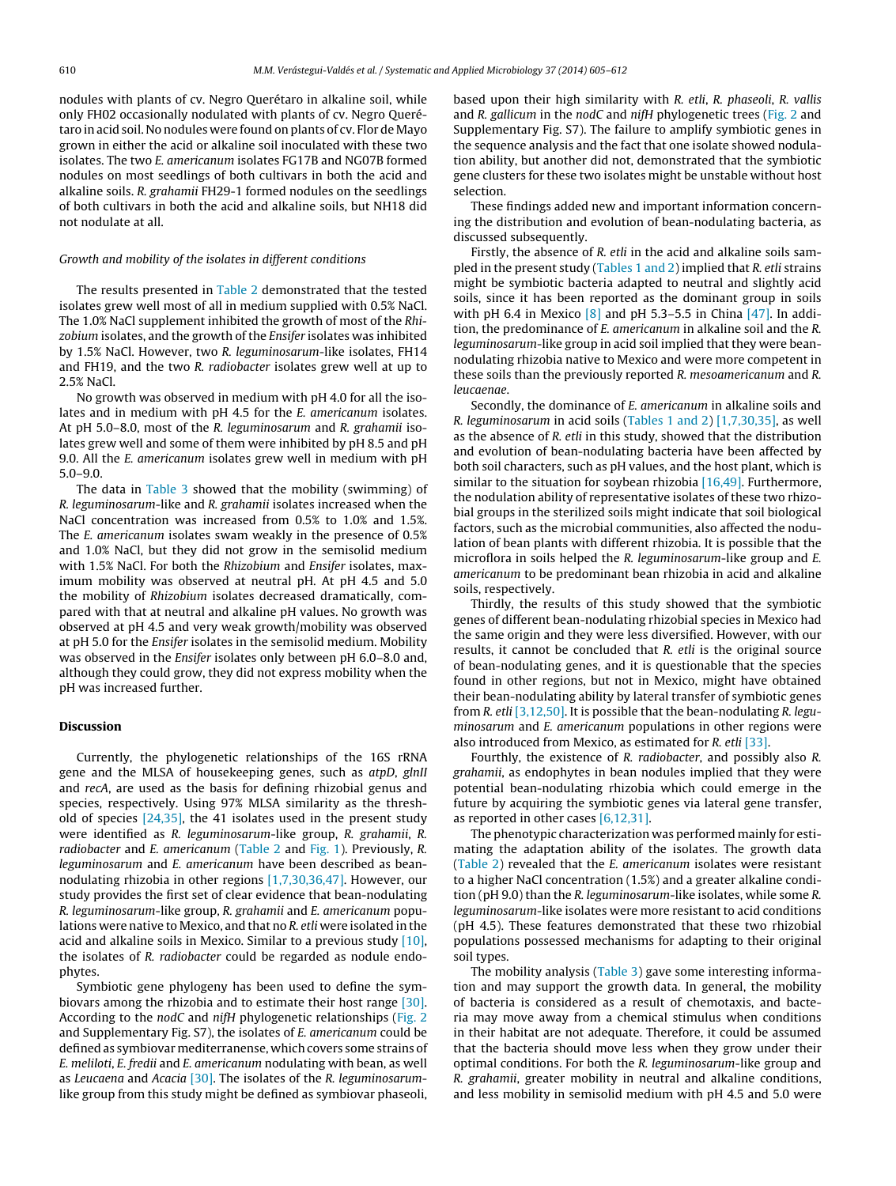nodules with plants of cv. Negro Querétaro in alkaline soil, while only FH02 occasionally nodulated with plants of cv. Negro Querétaro in acid soil. No nodules were found on plants of cv. Flor de Mayo grown in either the acid or alkaline soil inoculated with these two isolates. The two *E. americanum* isolates FG17B and NG07B formed nodules on most seedlings of both cultivars in both the acid and alkaline soils. *R. grahamii* FH29-1 formed nodules on the seedlings of both cultivars in both the acid and alkaline soils, but NH18 did not nodulate at all.

*Growth and mobility of the isolates in different conditions*

The results presented in Table 2 demonstrated that the tested isolates grew well most of all in medium supplied with 0.5% NaCl. The 1.0% NaCl supplement inhibited the growth of most of the *Rhizobium* isolates, and the growth of the *Ensifer* isolates was inhibited by 1.5% NaCl. However, two *R. leguminosarum*-like isolates, FH14 and FH19, and the two *R. radiobacter* isolates grew well at up to 2.5% NaCl.

No growth was observed in medium with pH 4.0 for all the isolates and in medium with pH 4.5 for the *E. americanum* isolates. At pH 5.0–8.0, most of the *R. leguminosarum* and *R. grahamii* isolates grew well and some of them were inhibited by pH 8.5 and pH 9.0. All the *E. americanum* isolates grew well in medium with pH 5.0–9.0.

The data in Table 3 showed that the mobility (swimming) of *R. leguminosarum*-like and *R. grahamii* isolates increased when the NaCl concentration was increased from 0.5% to 1.0% and 1.5%. The *E. americanum* isolates swam weakly in the presence of 0.5% and 1.0% NaCl, but they did not grow in the semisolid medium with 1.5% NaCl. For both the *Rhizobium* and *Ensifer* isolates, maximum mobility was observed at neutral pH. At pH 4.5 and 5.0 the mobility of *Rhizobium* isolates decreased dramatically, compared with that at neutral and alkaline pH values. No growth was observed at pH 4.5 and very weak growth/mobility was observed at pH 5.0 for the *Ensifer* isolates in the semisolid medium. Mobility was observed in the *Ensifer* isolates only between pH 6.0–8.0 and, although they could grow, they did not express mobility when the pH was increased further.

## Discussion

Currently, the phylogenetic relationships of the 16S rRNA gene and the MLSA of housekeeping genes, such as *atpD*, *glnII* and *recA*, are used as the basis for defining rhizobial genus and species, respectively. Using 97% MLSA similarity as the threshold of species [24,35], the 41 isolates used in the present study were identified as *R. leguminosarum*-like group, *R. grahamii*, *R. radiobacter* and *E. americanum* (Table 2 and Fig. 1). Previously, *R. leguminosarum* and *E. americanum* have been described as bean-nodulating rhizobia in other regions [1,7,30,36,47]. However, our study provides the first set of clear evidence that bean-nodulating *R. leguminosarum*-like group, *R. grahamii* and *E. americanum* populations were native to Mexico, and that no *R. etli* were isolated in the acid and alkaline soils in Mexico. Similar to a previous study [10], the isolates of *R. radiobacter* could be regarded as nodule endophytes.

Symbiotic gene phylogeny has been used to define the symbiovars among the rhizobia and to estimate their host range [30]. According to the *nodC* and *nifH* phylogenetic relationships (Fig. 2 and Supplementary Fig. S7), the isolates of *E. americanum* could be defined as symbiovar mediterranense, which covers some strains of *E. meliloti*, *E. fredii* and *E. americanum* nodulating with bean, as well as *Leucaena* and *Acacia* [30]. The isolates of the *R. leguminosarum*-like group from this study might be defined as symbiovar phaseoli, based upon their high similarity with *R. etli*, *R. phaseoli*, *R. vallis* and *R. gallicum* in the *nodC* and *nifH* phylogenetic trees (Fig. 2 and Supplementary Fig. S7). The failure to amplify symbiotic genes in the sequence analysis and the fact that one isolate showed nodulation ability, but another did not, demonstrated that the symbiotic gene clusters for these two isolates might be unstable without host selection.

These findings added new and important information concerning the distribution and evolution of bean-nodulating bacteria, as discussed subsequently.

Firstly, the absence of *R. etli* in the acid and alkaline soils sampled in the present study (Tables 1 and 2) implied that *R. etli* strains might be symbiotic bacteria adapted to neutral and slightly acid soils, since it has been reported as the dominant group in soils with pH 6.4 in Mexico [8] and pH 5.3–5.5 in China [47]. In addition, the predominance of *E. americanum* in alkaline soil and the *R. leguminosarum*-like group in acid soil implied that they were bean-nodulating rhizobia native to Mexico and were more competent in these soils than the previously reported *R. mesoamericanum* and *R. leucaenae*.

Secondly, the dominance of *E. americanum* in alkaline soils and *R. leguminosarum* in acid soils (Tables 1 and 2) [1,7,30,35], as well as the absence of *R. etli* in this study, showed that the distribution and evolution of bean-nodulating bacteria have been affected by both soil characters, such as pH values, and the host plant, which is similar to the situation for soybean rhizobia [16,49]. Furthermore, the nodulation ability of representative isolates of these two rhizobial groups in the sterilized soils might indicate that soil biological factors, such as the microbial communities, also affected the nodulation of bean plants with different rhizobia. It is possible that the microflora in soils helped the *R. leguminosarum*-like group and *E. americanum* to be predominant bean rhizobia in acid and alkaline soils, respectively.

Thirdly, the results of this study showed that the symbiotic genes of different bean-nodulating rhizobial species in Mexico had the same origin and they were less diversified. However, with our results, it cannot be concluded that *R. etli* is the original source of bean-nodulating genes, and it is questionable that the species found in other regions, but not in Mexico, might have obtained their bean-nodulating ability by lateral transfer of symbiotic genes from *R. etli* [3,12,50]. It is possible that the bean-nodulating *R. leguminosarum* and *E. americanum* populations in other regions were also introduced from Mexico, as estimated for *R. etli* [33].

Fourthly, the existence of *R. radiobacter*, and possibly also *R. grahamii*, as endophytes in bean nodules implied that they were potential bean-nodulating rhizobia which could emerge in the future by acquiring the symbiotic genes via lateral gene transfer, as reported in other cases [6,12,31].

The phenotypic characterization was performed mainly for estimating the adaptation ability of the isolates. The growth data (Table 2) revealed that the *E. americanum* isolates were resistant to a higher NaCl concentration (1.5%) and a greater alkaline condition (pH 9.0) than the *R. leguminosarum*-like isolates, while some *R. leguminosarum*-like isolates were more resistant to acid conditions (pH 4.5). These features demonstrated that these two rhizobial populations possessed mechanisms for adapting to their original soil types.

The mobility analysis (Table 3) gave some interesting information and may support the growth data. In general, the mobility of bacteria is considered as a result of chemotaxis, and bacteria may move away from a chemical stimulus when conditions in their habitat are not adequate. Therefore, it could be assumed that the bacteria should move less when they grow under their optimal conditions. For both the *R. leguminosarum*-like group and *R. grahamii*, greater mobility in neutral and alkaline conditions, and less mobility in semisolid medium with pH 4.5 and 5.0 were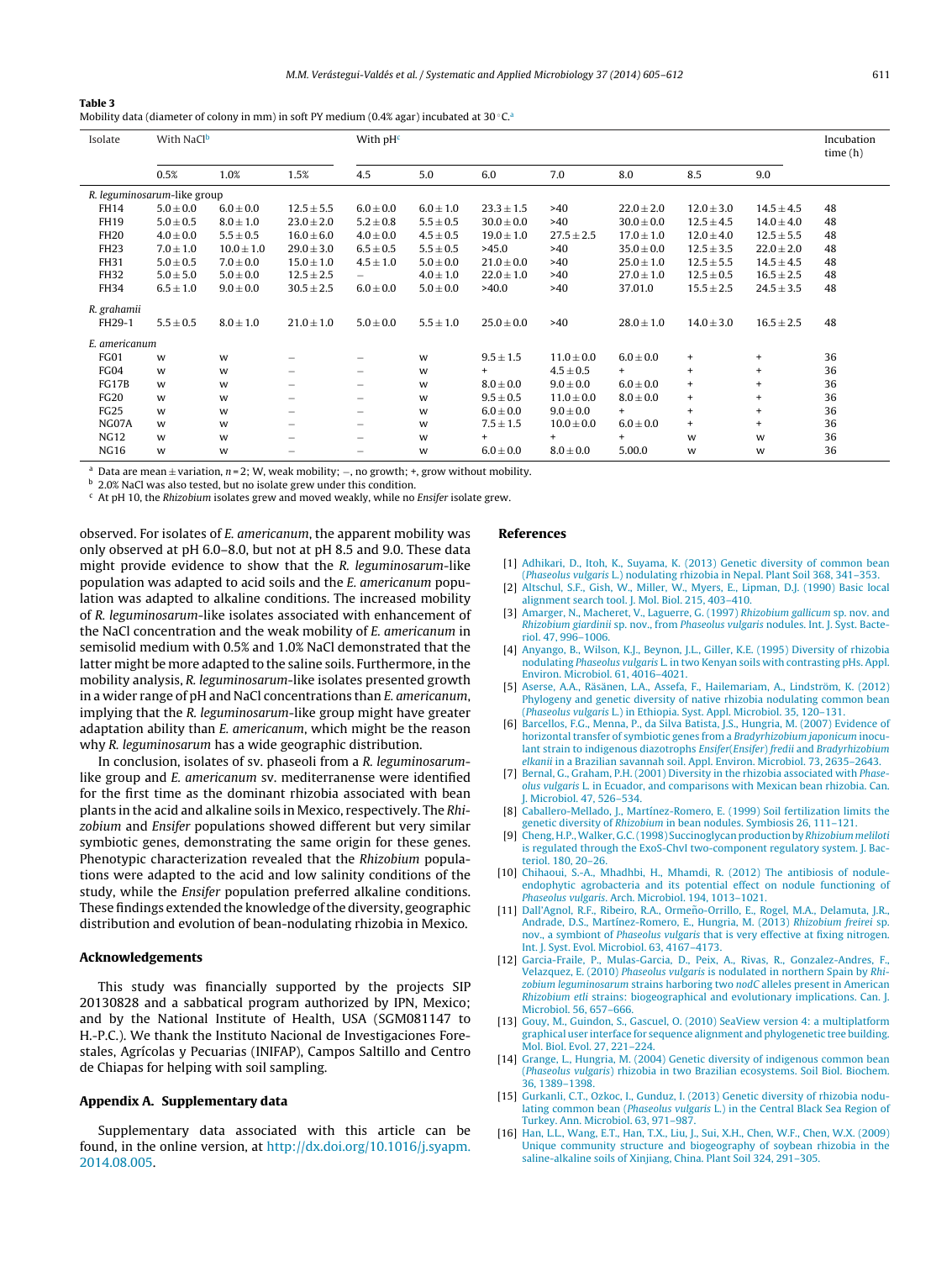**Table 3**
Mobility data (diameter of colony in mm) in soft PY medium (0.4% agar) incubated at 30 °C.[a]

| Isolate | With NaCl[b] | | | With pH[c] | | | | | | | Incubation time (h) |
|---|---|---|---|---|---|---|---|---|---|---|---|
| | 0.5% | 1.0% | 1.5% | 4.5 | 5.0 | 6.0 | 7.0 | 8.0 | 8.5 | 9.0 | |
| *R. leguminosarum*-like group | | | | | | | | | | | |
| FH14 | 5.0 ± 0.0 | 6.0 ± 0.0 | 12.5 ± 5.5 | 6.0 ± 0.0 | 6.0 ± 1.0 | 23.3 ± 1.5 | >40 | 22.0 ± 2.0 | 12.0 ± 3.0 | 14.5 ± 4.5 | 48 |
| FH19 | 5.0 ± 0.5 | 8.0 ± 1.0 | 23.0 ± 2.0 | 5.2 ± 0.8 | 5.5 ± 0.5 | 30.0 ± 0.0 | >40 | 30.0 ± 0.0 | 12.5 ± 4.5 | 14.0 ± 4.0 | 48 |
| FH20 | 4.0 ± 0.0 | 5.5 ± 0.5 | 16.0 ± 6.0 | 4.0 ± 0.0 | 4.5 ± 0.5 | 19.0 ± 1.0 | 27.5 ± 2.5 | 17.0 ± 1.0 | 12.0 ± 4.0 | 12.5 ± 5.5 | 48 |
| FH23 | 7.0 ± 1.0 | 10.0 ± 1.0 | 29.0 ± 3.0 | 6.5 ± 0.5 | 5.5 ± 0.5 | >45.0 | >40 | 35.0 ± 0.0 | 12.5 ± 3.5 | 22.0 ± 2.0 | 48 |
| FH31 | 5.0 ± 0.5 | 7.0 ± 0.0 | 15.0 ± 1.0 | 4.5 ± 1.0 | 5.0 ± 0.0 | 21.0 ± 0.0 | >40 | 25.0 ± 1.0 | 12.5 ± 5.5 | 14.5 ± 4.5 | 48 |
| FH32 | 5.0 ± 5.0 | 5.0 ± 0.0 | 12.5 ± 2.5 | – | 4.0 ± 1.0 | 22.0 ± 1.0 | >40 | 27.0 ± 1.0 | 12.5 ± 0.5 | 16.5 ± 2.5 | 48 |
| FH34 | 6.5 ± 1.0 | 9.0 ± 0.0 | 30.5 ± 2.5 | 6.0 ± 0.0 | 5.0 ± 0.0 | >40.0 | >40 | 37.01.0 | 15.5 ± 2.5 | 24.5 ± 3.5 | 48 |
| *R. grahamii* | | | | | | | | | | | |
| FH29-1 | 5.5 ± 0.5 | 8.0 ± 1.0 | 21.0 ± 1.0 | 5.0 ± 0.0 | 5.5 ± 1.0 | 25.0 ± 0.0 | >40 | 28.0 ± 1.0 | 14.0 ± 3.0 | 16.5 ± 2.5 | 48 |
| *E. americanum* | | | | | | | | | | | |
| FG01 | w | w | – | – | w | 9.5 ± 1.5 | 11.0 ± 0.0 | 6.0 ± 0.0 | + | + | 36 |
| FG04 | w | w | – | – | w | + | 4.5 ± 0.5 | + | + | + | 36 |
| FG17B | w | w | – | – | w | 8.0 ± 0.0 | 9.0 ± 0.0 | 6.0 ± 0.0 | + | + | 36 |
| FG20 | w | w | – | – | w | 9.5 ± 0.5 | 11.0 ± 0.0 | 8.0 ± 0.0 | + | + | 36 |
| FG25 | w | w | – | – | w | 6.0 ± 0.0 | 9.0 ± 0.0 | + | + | + | 36 |
| NG07A | w | w | – | – | w | 7.5 ± 1.5 | 10.0 ± 0.0 | 6.0 ± 0.0 | + | + | 36 |
| NG12 | w | w | – | – | w | + | + | + | w | w | 36 |
| NG16 | w | w | – | – | w | 6.0 ± 0.0 | 8.0 ± 0.0 | 5.00.0 | w | w | 36 |

[a] Data are mean ± variation, n = 2; W, weak mobility; –, no growth; +, grow without mobility.
[b] 2.0% NaCl was also tested, but no isolate grew under this condition.
[c] At pH 10, the *Rhizobium* isolates grew and moved weakly, while no *Ensifer* isolate grew.

observed. For isolates of *E. americanum*, the apparent mobility was only observed at pH 6.0–8.0, but not at pH 8.5 and 9.0. These data might provide evidence to show that the *R. leguminosarum*-like population was adapted to acid soils and the *E. americanum* population was adapted to alkaline conditions. The increased mobility of *R. leguminosarum*-like isolates associated with enhancement of the NaCl concentration and the weak mobility of *E. americanum* in semisolid medium with 0.5% and 1.0% NaCl demonstrated that the latter might be more adapted to the saline soils. Furthermore, in the mobility analysis, *R. leguminosarum*-like isolates presented growth in a wider range of pH and NaCl concentrations than *E. americanum*, implying that the *R. leguminosarum*-like group might have greater adaptation ability than *E. americanum*, which might be the reason why *R. leguminosarum* has a wide geographic distribution.

In conclusion, isolates of sv. phaseoli from a *R. leguminosarum*-like group and *E. americanum* sv. mediterranense were identified for the first time as the dominant rhizobia associated with bean plants in the acid and alkaline soils in Mexico, respectively. The *Rhizobium* and *Ensifer* populations showed different but very similar symbiotic genes, demonstrating the same origin for these genes. Phenotypic characterization revealed that the *Rhizobium* populations were adapted to the acid and low salinity conditions of the study, while the *Ensifer* population preferred alkaline conditions. These findings extended the knowledge of the diversity, geographic distribution and evolution of bean-nodulating rhizobia in Mexico.

## Acknowledgements

This study was financially supported by the projects SIP 20130828 and a sabbatical program authorized by IPN, Mexico; and by the National Institute of Health, USA (SGM081147 to H.-P.C.). We thank the Instituto Nacional de Investigaciones Forestales, Agrícolas y Pecuarias (INIFAP), Campos Saltillo and Centro de Chiapas for helping with soil sampling.

## Appendix A. Supplementary data

Supplementary data associated with this article can be found, in the online version, at http://dx.doi.org/10.1016/j.syapm.2014.08.005.

## References

[1] Adhikari, D., Itoh, K., Suyama, K. (2013) Genetic diversity of common bean (*Phaseolus vulgaris* L.) nodulating rhizobia in Nepal. Plant Soil 368, 341–353.

[2] Altschul, S.F., Gish, W., Miller, W., Myers, E., Lipman, D.J. (1990) Basic local alignment search tool. J. Mol. Biol. 215, 403–410.

[3] Amarger, N., Macheret, V., Laguerre, G. (1997) *Rhizobium gallicum* sp. nov. and *Rhizobium giardinii* sp. nov., from *Phaseolus vulgaris* nodules. Int. J. Syst. Bacteriol. 47, 996–1006.

[4] Anyango, B., Wilson, K.J., Beynon, J.L., Giller, K.E. (1995) Diversity of rhizobia nodulating *Phaseolus vulgaris* L. in two Kenyan soils with contrasting pHs. Appl. Environ. Microbiol. 61, 4016–4021.

[5] Aserse, A.A., Räsänen, L.A., Assefa, F., Hailemariam, A., Lindström, K. (2012) Phylogeny and genetic diversity of native rhizobia nodulating common bean (*Phaseolus vulgaris* L.) in Ethiopia. Syst. Appl. Microbiol. 35, 120–131.

[6] Barcellos, F.G., Menna, P., da Silva Batista, J.S., Hungria, M. (2007) Evidence of horizontal transfer of symbiotic genes from a *Bradyrhizobium japonicum* inoculant strain to indigenous diazotrophs *Ensifer*(*Ensifer*) *fredii* and *Bradyrhizobium elkanii* in a Brazilian savannah soil. Appl. Environ. Microbiol. 73, 2635–2643.

[7] Bernal, G., Graham, P.H. (2001) Diversity in the rhizobia associated with *Phaseolus vulgaris* L. in Ecuador, and comparisons with Mexican bean rhizobia. Can. J. Microbiol. 47, 526–534.

[8] Caballero-Mellado, J., Martínez-Romero, E. (1999) Soil fertilization limits the genetic diversity of *Rhizobium* in bean nodules. Symbiosis 26, 111–121.

[9] Cheng, H.P., Walker, G.C. (1998) Succinoglycan production by *Rhizobium meliloti* is regulated through the ExoS-ChvI two-component regulatory system. J. Bacteriol. 180, 20–26.

[10] Chihaoui, S.-A., Mhadhbi, H., Mhamdi, R. (2012) The antibiosis of nodule-endophytic agrobacteria and its potential effect on nodule functioning of *Phaseolus vulgaris*. Arch. Microbiol. 194, 1013–1021.

[11] Dall'Agnol, R.F., Ribeiro, R.A., Ormeño-Orrillo, E., Rogel, M.A., Delamuta, J.R., Andrade, D.S., Martínez-Romero, E., Hungria, M. (2013) *Rhizobium freirei* sp. nov., a symbiont of *Phaseolus vulgaris* that is very effective at fixing nitrogen. Int. J. Syst. Evol. Microbiol. 63, 4167–4173.

[12] Garcia-Fraile, P., Mulas-Garcia, D., Peix, A., Rivas, R., Gonzalez-Andres, F., Velazquez, E. (2010) *Phaseolus vulgaris* is nodulated in northern Spain by *Rhizobium leguminosarum* strains harboring two *nodC* alleles present in American *Rhizobium etli* strains: biogeographical and evolutionary implications. Can. J. Microbiol. 56, 657–666.

[13] Gouy, M., Guindon, S., Gascuel, O. (2010) SeaView version 4: a multiplatform graphical user interface for sequence alignment and phylogenetic tree building. Mol. Biol. Evol. 27, 221–224.

[14] Grange, L., Hungria, M. (2004) Genetic diversity of indigenous common bean (*Phaseolus vulgaris*) rhizobia in two Brazilian ecosystems. Soil Biol. Biochem. 36, 1389–1398.

[15] Gurkanli, C.T., Ozkoc, I., Gunduz, I. (2013) Genetic diversity of rhizobia nodulating common bean (*Phaseolus vulgaris* L.) in the Central Black Sea Region of Turkey. Ann. Microbiol. 63, 971–987.

[16] Han, L.L., Wang, E.T., Han, T.X., Liu, J., Sui, X.H., Chen, W.F., Chen, W.X. (2009) Unique community structure and biogeography of soybean rhizobia in the saline-alkaline soils of Xinjiang, China. Plant Soil 324, 291–305.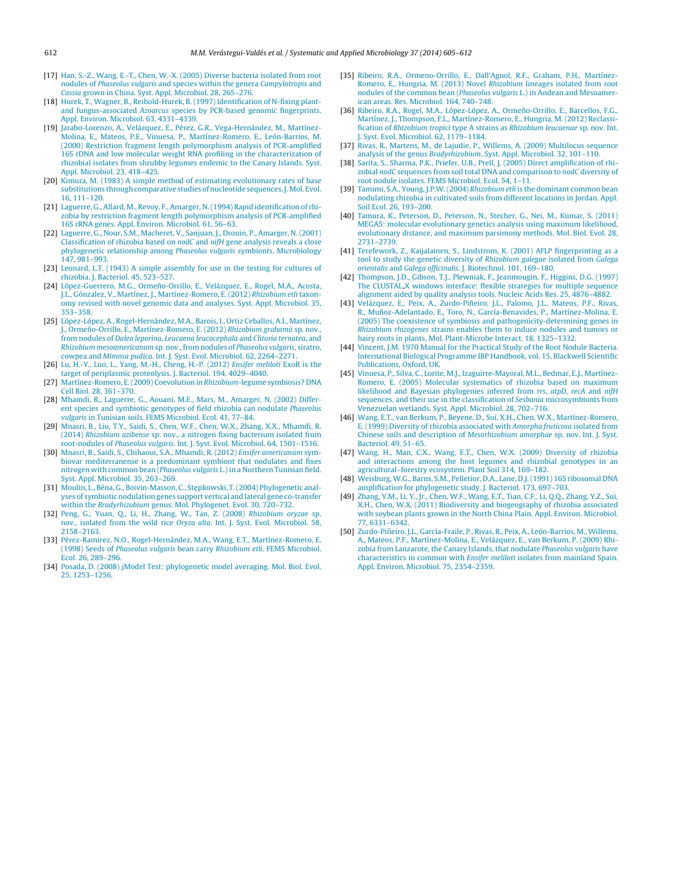[17] Han, S.-Z., Wang, E.-T., Chen, W.-X. (2005) Diverse bacteria isolated from root nodules of *Phaseolus vulgaris* and species within the genera *Campylotropis* and *Cassia* grown in China. Syst. Appl. Microbiol. 28, 265–276.

[18] Hurek, T., Wagner, B., Reihold-Hurek, B. (1997) Identification of N-fixing plant- and fungus-associated *Azoarcus* species by PCR-based genomic fingerprints. Appl. Environ. Microbiol. 63, 4331–4339.

[19] Jarabo-Lorenzo, A., Velázquez, E., Pérez, G.R., Vega-Hernández, M., Martínez-Molina, E., Mateos, P.E., Vinuesa, P., Martínez-Romero, E., León-Barrios, M. (2000) Restriction fragment length polymorphism analysis of PCR-amplified 16S rDNA and low molecular weight RNA profiling in the characterization of rhizobial isolates from shrubby legumes endemic to the Canary Islands. Syst. Appl. Microbiol. 23, 418–425.

[20] Kimura, M. (1983) A simple method of estimating evolutionary rates of base substitutions through comparative studies of nucleotide sequences. J. Mol. Evol. 16, 111–120.

[21] Laguerre, G., Allard, M., Revoy, F., Amarger, N. (1994) Rapid identification of rhizobia by restriction fragment length polymorphism analysis of PCR-amplified 16S rRNA genes. Appl. Environ. Microbiol. 61, 56–63.

[22] Laguerre, G., Nour, S.M., Macheret, V., Sanjuan, J., Drouin, P., Amarger, N. (2001) Classification of rhizobia based on *nodC* and *nifH* gene analysis reveals a close phylogenetic relationship among *Phaseolus vulgaris* symbionts. Microbiology 147, 981–993.

[23] Leonard, L.T. (1943) A simple assembly for use in the testing for cultures of rhizobia. J. Bacteriol. 45, 523–527.

[24] López-Guerrero, M.G., Ormeño-Orrillo, E., Velázquez, E., Rogel, M.A., Acosta, J.L., Gónzalez, V., Martínez, J., Martínez-Romero, E. (2012) *Rhizobium etli* taxonomy revised with novel genomic data and analyses. Syst. Appl. Microbiol. 35, 353–358.

[25] López-López, A., Rogel-Hernández, M.A., Barois, I., Ortiz Ceballos, A.I., Martínez, J., Ormeño-Orrillo, E., Martínez-Romero, E. (2012) *Rhizobium grahamii* sp. nov., from nodules of *Dalea leporina*, *Leucaena leucocephala* and *Clitoria ternatea*, and *Rhizobium mesoamericanum* sp. nov., from nodules of *Phaseolus vulgaris*, siratro, cowpea and *Mimosa pudica*. Int. J. Syst. Evol. Microbiol. 62, 2264–2271.

[26] Lu, H.-Y., Luo, L., Yang, M.-H., Cheng, H.-P. (2012) *Ensifer meliloti* ExoR is the target of periplasmic proteolysis. J. Bacteriol. 194, 4029–4040.

[27] Martínez-Romero, E. (2009) Coevolution in *Rhizobium*-legume symbiosis? DNA Cell Biol. 28, 361–370.

[28] Mhamdi, R., Laguerre, G., Aouani, M.E., Mars, M., Amarger, N. (2002) Different species and symbiotic genotypes of field rhizobia can nodulate *Phaseolus vulgaris* in Tunisian soils. FEMS Microbiol. Ecol. 41, 77–84.

[29] Mnasri, B., Liu, T.Y., Saidi, S., Chen, W.F., Chen, W.X., Zhang, X.X., Mhamdi, R. (2014) *Rhizobium azibense* sp. nov., a nitrogen fixing bacterium isolated from root-nodules of *Phaseolus vulgaris*. Int. J. Syst. Evol. Microbiol. 64, 1501–1516.

[30] Mnasri, B., Saidi, S., Chihaoui, S.A., Mhamdi, R. (2012) *Ensifer americanum* symbiovar mediterranense is a predominant symbiont that nodulates and fixes nitrogen with common bean (*Phaseolus vulgaris* L.) in a Northern Tunisian field. Syst. Appl. Microbiol. 35, 263–269.

[31] Moulin, L., Béna, G., Boivin-Masson, C., Stępkowski, T. (2004) Phylogenetic analyses of symbiotic nodulation genes support vertical and lateral gene co-transfer within the *Bradyrhizobium* genus. Mol. Phylogenet. Evol. 30, 720–732.

[32] Peng, G., Yuan, Q., Li, H., Zhang, W., Tan, Z. (2008) *Rhizobium oryzae* sp. nov., isolated from the wild rice *Oryza alta*. Int. J. Syst. Evol. Microbiol. 58, 2158–2163.

[33] Pérez-Ramirez, N.O., Rogel-Hernández, M.A., Wang, E.T., Martínez-Romero, E. (1998) Seeds of *Phaseolus vulgaris* bean carry *Rhizobium etli*. FEMS Microbiol. Ecol. 26, 289–296.

[34] Posada, D. (2008) jModel Test: phylogenetic model averaging. Mol. Biol. Evol. 25, 1253–1256.

[35] Ribeiro, R.A., Ormeno-Orrillo, E., Dall'Agnol, R.F., Graham, P.H., Martínez-Romero, E., Hungria, M. (2013) Novel *Rhizobium* lineages isolated from root nodules of the common bean (*Phaseolus vulgaris* L.) in Andean and Mesoamerican areas. Res. Microbiol. 164, 740–748.

[36] Ribeiro, R.A., Rogel, M.A., López-López, A., Ormeño-Orrillo, E., Barcellos, F.G., Martínez, J., Thompson, F.L., Martínez-Romero, E., Hungria, M. (2012) Reclassification of *Rhizobium tropici* type A strains as *Rhizobium leucaenae* sp. nov. Int. J. Syst. Evol. Microbiol. 62, 1179–1184.

[37] Rivas, R., Martens, M., de Lajudie, P., Willems, A. (2009) Multilocus sequence analysis of the genus *Bradyrhizobium*. Syst. Appl. Microbiol. 32, 101–110.

[38] Sarita, S., Sharma, P.K., Priefer, U.B., Prell, J. (2005) Direct amplification of rhizobial *nodC* sequences from soil total DNA and comparison to *nodC* diversity of root nodule isolates. FEMS Microbiol. Ecol. 54, 1–11.

[39] Tamimi, S.A., Young, J.P.W. (2004) *Rhizobium etli* is the dominant common bean nodulating rhizobia in cultivated soils from different locations in Jordan. Appl. Soil Ecol. 26, 193–200.

[40] Tamura, K., Peterson, D., Peterson, N., Stecher, G., Nei, M., Kumar, S. (2011) MEGA5: molecular evolutionary genetics analysis using maximum likelihood, evolutionary distance, and maximum parsimony methods. Mol. Biol. Evol. 28, 2731–2739.

[41] Terefework, Z., Kaijalainen, S., Lindstrom, K. (2001) AFLP fingerprinting as a tool to study the genetic diversity of *Rhizobium galegae* isolated from *Galega orientalis* and *Galega officinalis*. J. Biotechnol. 101, 169–180.

[42] Thompson, J.D., Gibson, T.J., Plewniak, F., Jeanmougin, F., Higgins, D.G. (1997) The CLUSTAL_X windows interface: flexible strategies for multiple sequence alignment aided by quality analysis tools. Nucleic Acids Res. 25, 4876–4882.

[43] Velázquez, E., Peix, A., Zurdo-Piñeiro, J.L., Palomo, J.L., Mateos, P.F., Rivas, R., Muñoz-Adelantado, E., Toro, N., García-Benavides, P., Martínez-Molina, E. (2005) The coexistence of symbiosis and pathogenicity-determining genes in *Rhizobium rhizogenes* strains enables them to induce nodules and tumors or hairy roots in plants. Mol. Plant-Microbe Interact. 18, 1325–1332.

[44] Vincent, J.M. 1970 Manual for the Practical Study of the Root Nodule Bacteria. International Biological Programme IBP Handbook, vol. 15, Blackwell Scientific Publications, Oxford, UK.

[45] Vinuesa, P., Silva, C., Lorite, M.J., Izaguirre-Mayoral, M.L., Bedmar, E.J., Martínez-Romero, E. (2005) Molecular systematics of rhizobia based on maximum likelihood and Bayesian phylogenies inferred from *rrs*, *atpD*, *recA* and *nifH* sequences, and their use in the classification of *Sesbania* microsymbionts from Venezuelan wetlands. Syst. Appl. Microbiol. 28, 702–716.

[46] Wang, E.T., van Berkum, P., Beyene, D., Sui, X.H., Chen, W.X., Martínez-Romero, E. (1999) Diversity of rhizobia associated with *Amorpha fruticosa* isolated from Chinese soils and description of *Mesorhizobium amorphae* sp. nov. Int. J. Syst. Bacteriol. 49, 51–65.

[47] Wang, H., Man, C.X., Wang, E.T., Chen, W.X. (2009) Diversity of rhizobia and interactions among the host legumes and rhizobial genotypes in an agricultural–forestry ecosystem. Plant Soil 314, 169–182.

[48] Weisburg, W.G., Barns, S.M., Pelletior, D.A., Lane, D.J. (1991) 16S ribosomal DNA amplification for phylogenetic study. J. Bacteriol. 173, 697–703.

[49] Zhang, Y.M., Li, Y., Jr., Chen, W.F., Wang, E.T., Tian, C.F., Li, Q.Q., Zhang, Y.Z., Sui, X.H., Chen, W.X. (2011) Biodiversity and biogeography of rhizobia associated with soybean plants grown in the North China Plain. Appl. Environ. Microbiol. 77, 6331–6342.

[50] Zurdo-Piñeiro, J.L., García-Fraile, P., Rivas, R., Peix, A., León-Barrios, M., Willems, A., Mateos, P.F., Martínez-Molina, E., Velázquez, E., van Berkum, P. (2009) Rhizobia from Lanzarote, the Canary Islands, that nodulate *Phaseolus vulgaris* have characteristics in common with *Ensifer meliloti* isolates from mainland Spain. Appl. Environ. Microbiol. 75, 2354–2359.